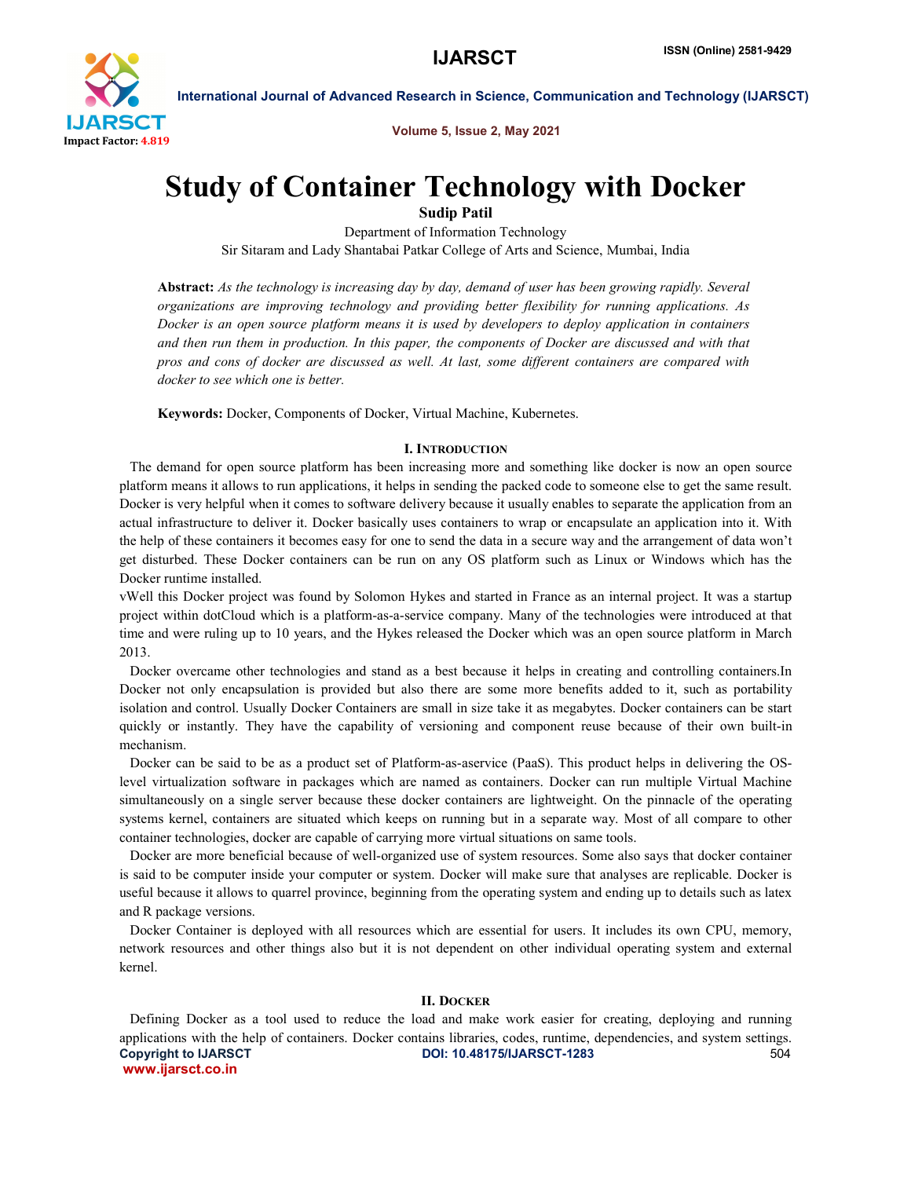# Study of Container Technology with Docker

**Sudip Patil**

Department of Information Technology

Sir Sitaram and Lady Shantabai Patkar College of Arts and Science, Mumbai, India

**Abstract:** *As the technology is increasing day by day, demand of user has been growing rapidly. Several organizations are improving technology and providing better flexibility for running applications. As Docker is an open source platform means it is used by developers to deploy application in containers and then run them in production. In this paper, the components of Docker are discussed and with that pros and cons of docker are discussed as well. At last, some different containers are compared with docker to see which one is better.*

**Keywords:** Docker, Components of Docker, Virtual Machine, Kubernetes.

## I. Introduction

The demand for open source platform has been increasing more and something like docker is now an open source platform means it allows to run applications, it helps in sending the packed code to someone else to get the same result. Docker is very helpful when it comes to software delivery because it usually enables to separate the application from an actual infrastructure to deliver it. Docker basically uses containers to wrap or encapsulate an application into it. With the help of these containers it becomes easy for one to send the data in a secure way and the arrangement of data won't get disturbed. These Docker containers can be run on any OS platform such as Linux or Windows which has the Docker runtime installed.

vWell this Docker project was found by Solomon Hykes and started in France as an internal project. It was a startup project within dotCloud which is a platform-as-a-service company. Many of the technologies were introduced at that time and were ruling up to 10 years, and the Hykes released the Docker which was an open source platform in March 2013.

Docker overcame other technologies and stand as a best because it helps in creating and controlling containers.In Docker not only encapsulation is provided but also there are some more benefits added to it, such as portability isolation and control. Usually Docker Containers are small in size take it as megabytes. Docker containers can be start quickly or instantly. They have the capability of versioning and component reuse because of their own built-in mechanism.

Docker can be said to be as a product set of Platform-as-aservice (PaaS). This product helps in delivering the OS-level virtualization software in packages which are named as containers. Docker can run multiple Virtual Machine simultaneously on a single server because these docker containers are lightweight. On the pinnacle of the operating systems kernel, containers are situated which keeps on running but in a separate way. Most of all compare to other container technologies, docker are capable of carrying more virtual situations on same tools.

Docker are more beneficial because of well-organized use of system resources. Some also says that docker container is said to be computer inside your computer or system. Docker will make sure that analyses are replicable. Docker is useful because it allows to quarrel province, beginning from the operating system and ending up to details such as latex and R package versions.

Docker Container is deployed with all resources which are essential for users. It includes its own CPU, memory, network resources and other things also but it is not dependent on other individual operating system and external kernel.

## II. Docker

Defining Docker as a tool used to reduce the load and make work easier for creating, deploying and running applications with the help of containers. Docker contains libraries, codes, runtime, dependencies, and system settings.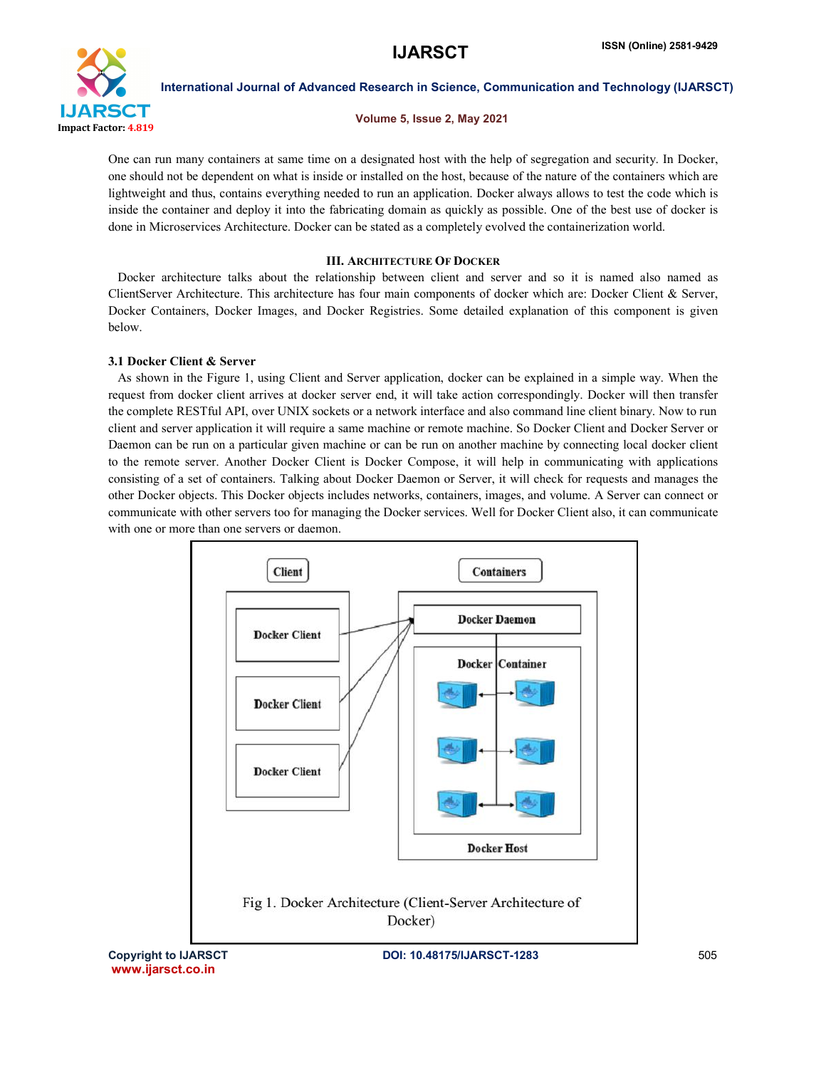One can run many containers at same time on a designated host with the help of segregation and security. In Docker, one should not be dependent on what is inside or installed on the host, because of the nature of the containers which are lightweight and thus, contains everything needed to run an application. Docker always allows to test the code which is inside the container and deploy it into the fabricating domain as quickly as possible. One of the best use of docker is done in Microservices Architecture. Docker can be stated as a completely evolved the containerization world.

## III. Architecture Of Docker

Docker architecture talks about the relationship between client and server and so it is named also named as ClientServer Architecture. This architecture has four main components of docker which are: Docker Client & Server, Docker Containers, Docker Images, and Docker Registries. Some detailed explanation of this component is given below.

### 3.1 Docker Client & Server

As shown in the Figure 1, using Client and Server application, docker can be explained in a simple way. When the request from docker client arrives at docker server end, it will take action correspondingly. Docker will then transfer the complete RESTful API, over UNIX sockets or a network interface and also command line client binary. Now to run client and server application it will require a same machine or remote machine. So Docker Client and Docker Server or Daemon can be run on a particular given machine or can be run on another machine by connecting local docker client to the remote server. Another Docker Client is Docker Compose, it will help in communicating with applications consisting of a set of containers. Talking about Docker Daemon or Server, it will check for requests and manages the other Docker objects. This Docker objects includes networks, containers, images, and volume. A Server can connect or communicate with other servers too for managing the Docker services. Well for Docker Client also, it can communicate with one or more than one servers or daemon.

Fig 1. Docker Architecture (Client-Server Architecture of Docker)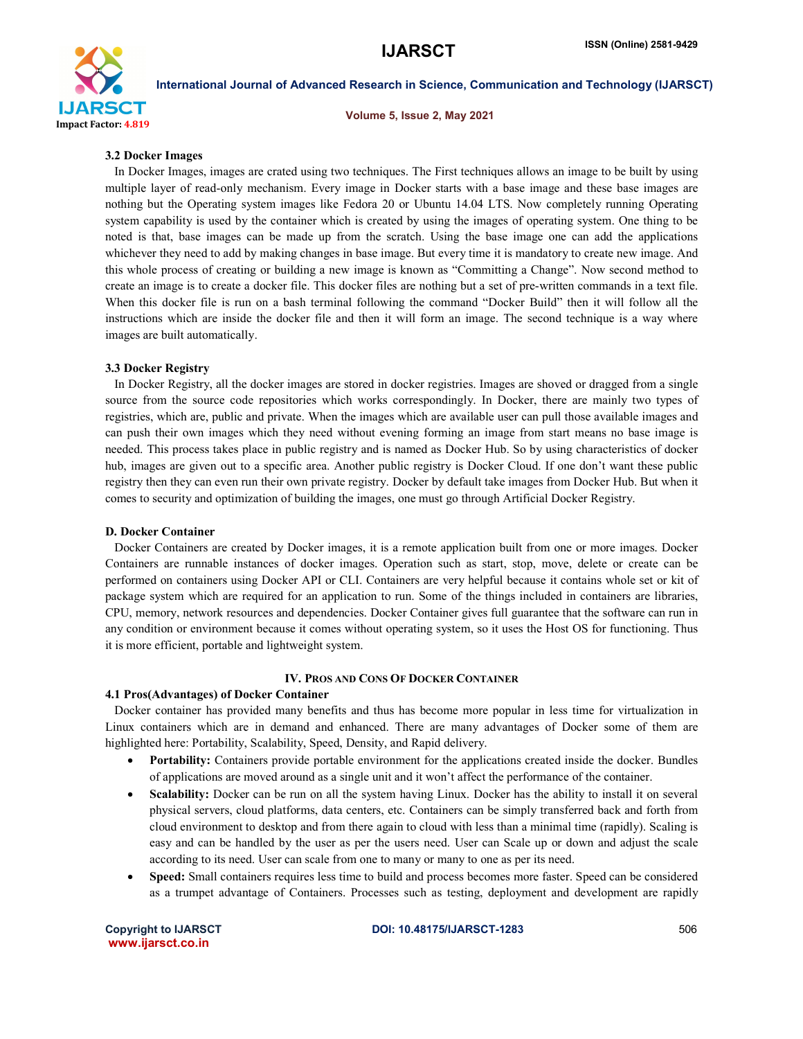### 3.2 Docker Images

In Docker Images, images are crated using two techniques. The First techniques allows an image to be built by using multiple layer of read-only mechanism. Every image in Docker starts with a base image and these base images are nothing but the Operating system images like Fedora 20 or Ubuntu 14.04 LTS. Now completely running Operating system capability is used by the container which is created by using the images of operating system. One thing to be noted is that, base images can be made up from the scratch. Using the base image one can add the applications whichever they need to add by making changes in base image. But every time it is mandatory to create new image. And this whole process of creating or building a new image is known as "Committing a Change". Now second method to create an image is to create a docker file. This docker files are nothing but a set of pre-written commands in a text file. When this docker file is run on a bash terminal following the command "Docker Build" then it will follow all the instructions which are inside the docker file and then it will form an image. The second technique is a way where images are built automatically.

### 3.3 Docker Registry

In Docker Registry, all the docker images are stored in docker registries. Images are shoved or dragged from a single source from the source code repositories which works correspondingly. In Docker, there are mainly two types of registries, which are, public and private. When the images which are available user can pull those available images and can push their own images which they need without evening forming an image from start means no base image is needed. This process takes place in public registry and is named as Docker Hub. So by using characteristics of docker hub, images are given out to a specific area. Another public registry is Docker Cloud. If one don't want these public registry then they can even run their own private registry. Docker by default take images from Docker Hub. But when it comes to security and optimization of building the images, one must go through Artificial Docker Registry.

### D. Docker Container

Docker Containers are created by Docker images, it is a remote application built from one or more images. Docker Containers are runnable instances of docker images. Operation such as start, stop, move, delete or create can be performed on containers using Docker API or CLI. Containers are very helpful because it contains whole set or kit of package system which are required for an application to run. Some of the things included in containers are libraries, CPU, memory, network resources and dependencies. Docker Container gives full guarantee that the software can run in any condition or environment because it comes without operating system, so it uses the Host OS for functioning. Thus it is more efficient, portable and lightweight system.

## IV. Pros and Cons Of Docker Container

### 4.1 Pros(Advantages) of Docker Container

Docker container has provided many benefits and thus has become more popular in less time for virtualization in Linux containers which are in demand and enhanced. There are many advantages of Docker some of them are highlighted here: Portability, Scalability, Speed, Density, and Rapid delivery.

- **Portability:** Containers provide portable environment for the applications created inside the docker. Bundles of applications are moved around as a single unit and it won't affect the performance of the container.
- **Scalability:** Docker can be run on all the system having Linux. Docker has the ability to install it on several physical servers, cloud platforms, data centers, etc. Containers can be simply transferred back and forth from cloud environment to desktop and from there again to cloud with less than a minimal time (rapidly). Scaling is easy and can be handled by the user as per the users need. User can Scale up or down and adjust the scale according to its need. User can scale from one to many or many to one as per its need.
- **Speed:** Small containers requires less time to build and process becomes more faster. Speed can be considered as a trumpet advantage of Containers. Processes such as testing, deployment and development are rapidly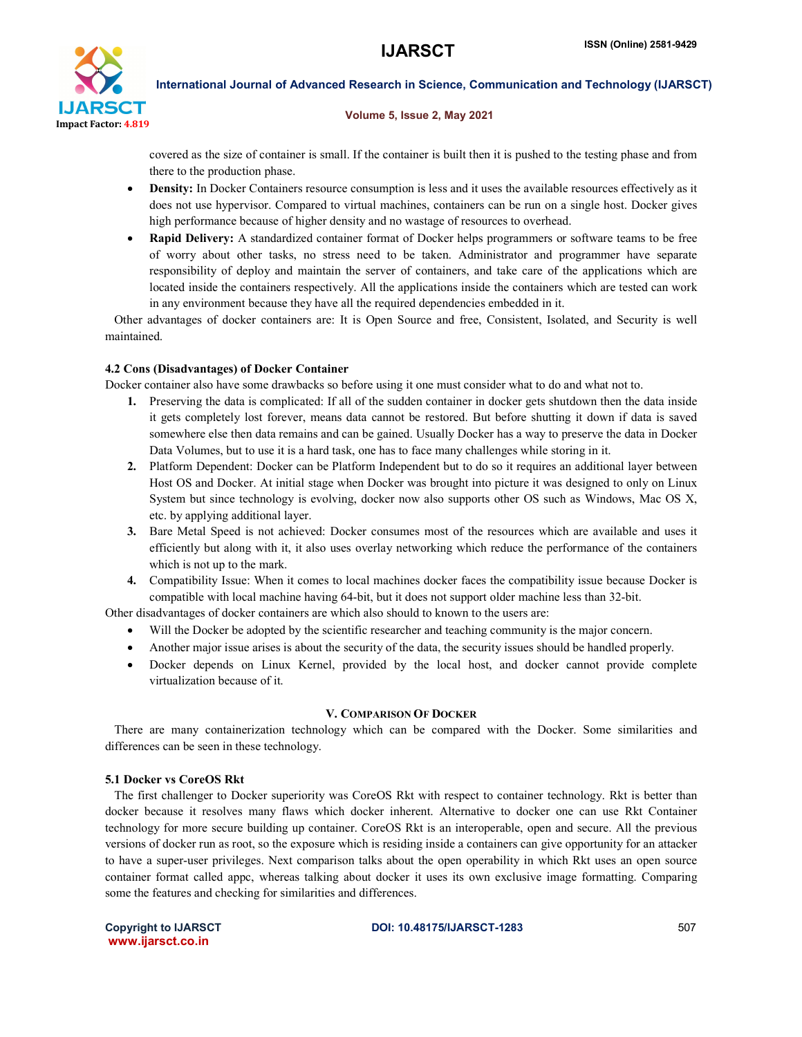covered as the size of container is small. If the container is built then it is pushed to the testing phase and from there to the production phase.

- **Density:** In Docker Containers resource consumption is less and it uses the available resources effectively as it does not use hypervisor. Compared to virtual machines, containers can be run on a single host. Docker gives high performance because of higher density and no wastage of resources to overhead.
- **Rapid Delivery:** A standardized container format of Docker helps programmers or software teams to be free of worry about other tasks, no stress need to be taken. Administrator and programmer have separate responsibility of deploy and maintain the server of containers, and take care of the applications which are located inside the containers respectively. All the applications inside the containers which are tested can work in any environment because they have all the required dependencies embedded in it.

Other advantages of docker containers are: It is Open Source and free, Consistent, Isolated, and Security is well maintained.

### 4.2 Cons (Disadvantages) of Docker Container

Docker container also have some drawbacks so before using it one must consider what to do and what not to.

1. Preserving the data is complicated: If all of the sudden container in docker gets shutdown then the data inside it gets completely lost forever, means data cannot be restored. But before shutting it down if data is saved somewhere else then data remains and can be gained. Usually Docker has a way to preserve the data in Docker Data Volumes, but to use it is a hard task, one has to face many challenges while storing in it.
2. Platform Dependent: Docker can be Platform Independent but to do so it requires an additional layer between Host OS and Docker. At initial stage when Docker was brought into picture it was designed to only on Linux System but since technology is evolving, docker now also supports other OS such as Windows, Mac OS X, etc. by applying additional layer.
3. Bare Metal Speed is not achieved: Docker consumes most of the resources which are available and uses it efficiently but along with it, it also uses overlay networking which reduce the performance of the containers which is not up to the mark.
4. Compatibility Issue: When it comes to local machines docker faces the compatibility issue because Docker is compatible with local machine having 64-bit, but it does not support older machine less than 32-bit.

Other disadvantages of docker containers are which also should to known to the users are:

- Will the Docker be adopted by the scientific researcher and teaching community is the major concern.
- Another major issue arises is about the security of the data, the security issues should be handled properly.
- Docker depends on Linux Kernel, provided by the local host, and docker cannot provide complete virtualization because of it.

## V. Comparison Of Docker

There are many containerization technology which can be compared with the Docker. Some similarities and differences can be seen in these technology.

### 5.1 Docker vs CoreOS Rkt

The first challenger to Docker superiority was CoreOS Rkt with respect to container technology. Rkt is better than docker because it resolves many flaws which docker inherent. Alternative to docker one can use Rkt Container technology for more secure building up container. CoreOS Rkt is an interoperable, open and secure. All the previous versions of docker run as root, so the exposure which is residing inside a containers can give opportunity for an attacker to have a super-user privileges. Next comparison talks about the open operability in which Rkt uses an open source container format called appc, whereas talking about docker it uses its own exclusive image formatting. Comparing some the features and checking for similarities and differences.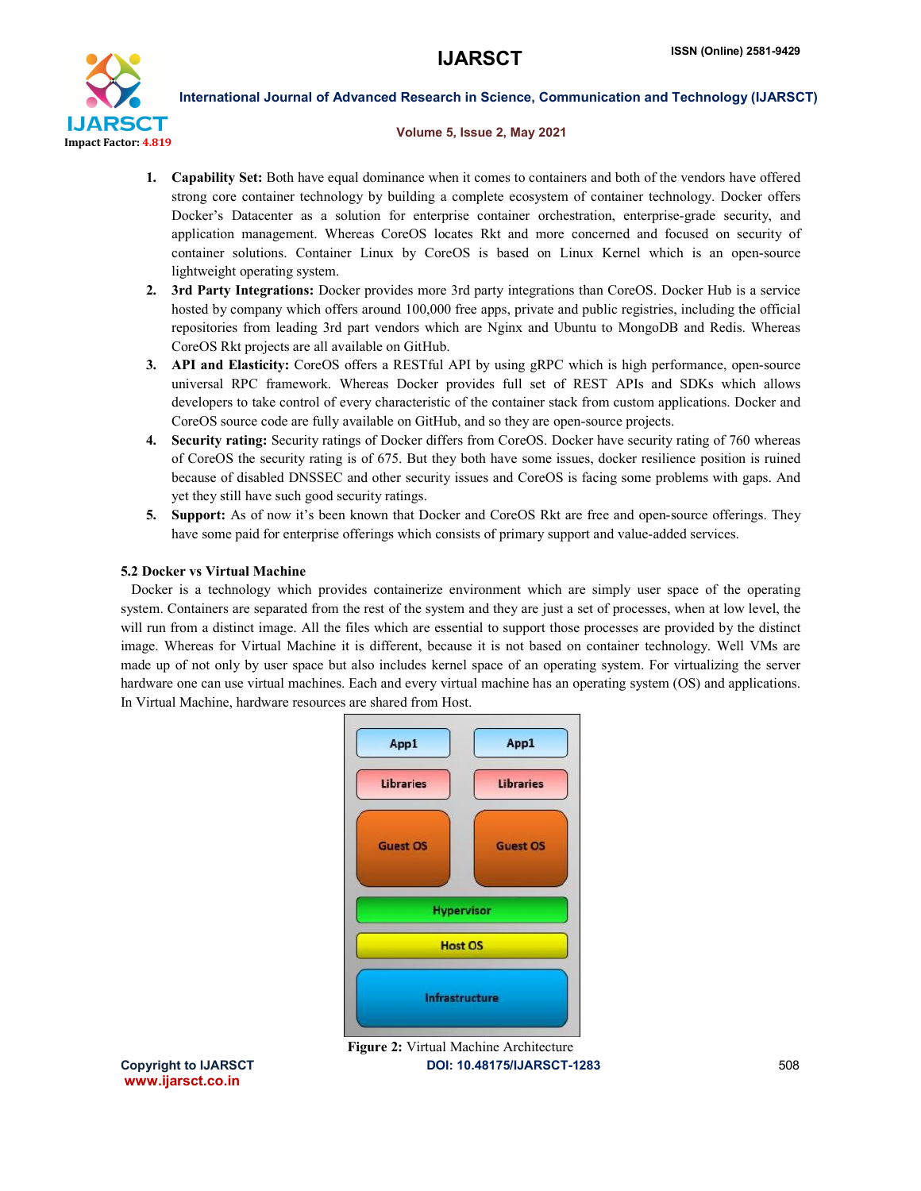1. **Capability Set:** Both have equal dominance when it comes to containers and both of the vendors have offered strong core container technology by building a complete ecosystem of container technology. Docker offers Docker's Datacenter as a solution for enterprise container orchestration, enterprise-grade security, and application management. Whereas CoreOS locates Rkt and more concerned and focused on security of container solutions. Container Linux by CoreOS is based on Linux Kernel which is an open-source lightweight operating system.
2. **3rd Party Integrations:** Docker provides more 3rd party integrations than CoreOS. Docker Hub is a service hosted by company which offers around 100,000 free apps, private and public registries, including the official repositories from leading 3rd part vendors which are Nginx and Ubuntu to MongoDB and Redis. Whereas CoreOS Rkt projects are all available on GitHub.
3. **API and Elasticity:** CoreOS offers a RESTful API by using gRPC which is high performance, open-source universal RPC framework. Whereas Docker provides full set of REST APIs and SDKs which allows developers to take control of every characteristic of the container stack from custom applications. Docker and CoreOS source code are fully available on GitHub, and so they are open-source projects.
4. **Security rating:** Security ratings of Docker differs from CoreOS. Docker have security rating of 760 whereas of CoreOS the security rating is of 675. But they both have some issues, docker resilience position is ruined because of disabled DNSSEC and other security issues and CoreOS is facing some problems with gaps. And yet they still have such good security ratings.
5. **Support:** As of now it's been known that Docker and CoreOS Rkt are free and open-source offerings. They have some paid for enterprise offerings which consists of primary support and value-added services.

### 5.2 Docker vs Virtual Machine

Docker is a technology which provides containerize environment which are simply user space of the operating system. Containers are separated from the rest of the system and they are just a set of processes, when at low level, the will run from a distinct image. All the files which are essential to support those processes are provided by the distinct image. Whereas for Virtual Machine it is different, because it is not based on container technology. Well VMs are made up of not only by user space but also includes kernel space of an operating system. For virtualizing the server hardware one can use virtual machines. Each and every virtual machine has an operating system (OS) and applications. In Virtual Machine, hardware resources are shared from Host.

| App1 | App1 |
|---|---|
| Libraries | Libraries |
| Guest OS | Guest OS |
| Hypervisor | |
| Host OS | |
| Infrastructure | |

**Figure 2:** Virtual Machine Architecture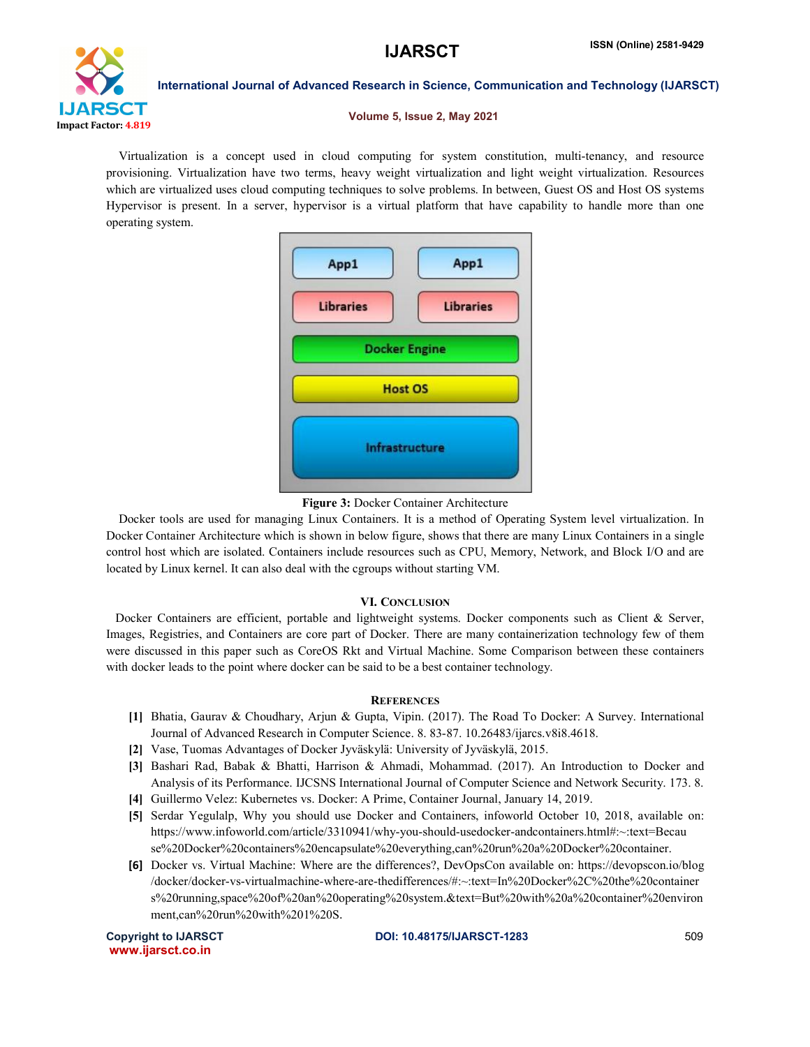Virtualization is a concept used in cloud computing for system constitution, multi-tenancy, and resource provisioning. Virtualization have two terms, heavy weight virtualization and light weight virtualization. Resources which are virtualized uses cloud computing techniques to solve problems. In between, Guest OS and Host OS systems Hypervisor is present. In a server, hypervisor is a virtual platform that have capability to handle more than one operating system.

App1
App1
Libraries
Libraries
Docker Engine
Host OS
Infrastructure

**Figure 3:** Docker Container Architecture

Docker tools are used for managing Linux Containers. It is a method of Operating System level virtualization. In Docker Container Architecture which is shown in below figure, shows that there are many Linux Containers in a single control host which are isolated. Containers include resources such as CPU, Memory, Network, and Block I/O and are located by Linux kernel. It can also deal with the cgroups without starting VM.

## VI. Conclusion

Docker Containers are efficient, portable and lightweight systems. Docker components such as Client & Server, Images, Registries, and Containers are core part of Docker. There are many containerization technology few of them were discussed in this paper such as CoreOS Rkt and Virtual Machine. Some Comparison between these containers with docker leads to the point where docker can be said to be a best container technology.

## References

- **[1]** Bhatia, Gaurav & Choudhary, Arjun & Gupta, Vipin. (2017). The Road To Docker: A Survey. International Journal of Advanced Research in Computer Science. 8. 83-87. 10.26483/ijarcs.v8i8.4618.
- **[2]** Vase, Tuomas Advantages of Docker Jyväskylä: University of Jyväskylä, 2015.
- **[3]** Bashari Rad, Babak & Bhatti, Harrison & Ahmadi, Mohammad. (2017). An Introduction to Docker and Analysis of its Performance. IJCSNS International Journal of Computer Science and Network Security. 173. 8.
- **[4]** Guillermo Velez: Kubernetes vs. Docker: A Prime, Container Journal, January 14, 2019.
- **[5]** Serdar Yegulalp, Why you should use Docker and Containers, infoworld October 10, 2018, available on: https://www.infoworld.com/article/3310941/why-you-should-usedocker-andcontainers.html#:~:text=Because%20Docker%20containers%20encapsulate%20everything,can%20run%20a%20Docker%20container.
- **[6]** Docker vs. Virtual Machine: Where are the differences?, DevOpsCon available on: https://devopscon.io/blog/docker/docker-vs-virtualmachine-where-are-thedifferences/#:~:text=In%20Docker%2C%20the%20containers%20running,space%20of%20an%20operating%20system.&text=But%20with%20a%20container%20environment,can%20run%20with%201%20S.